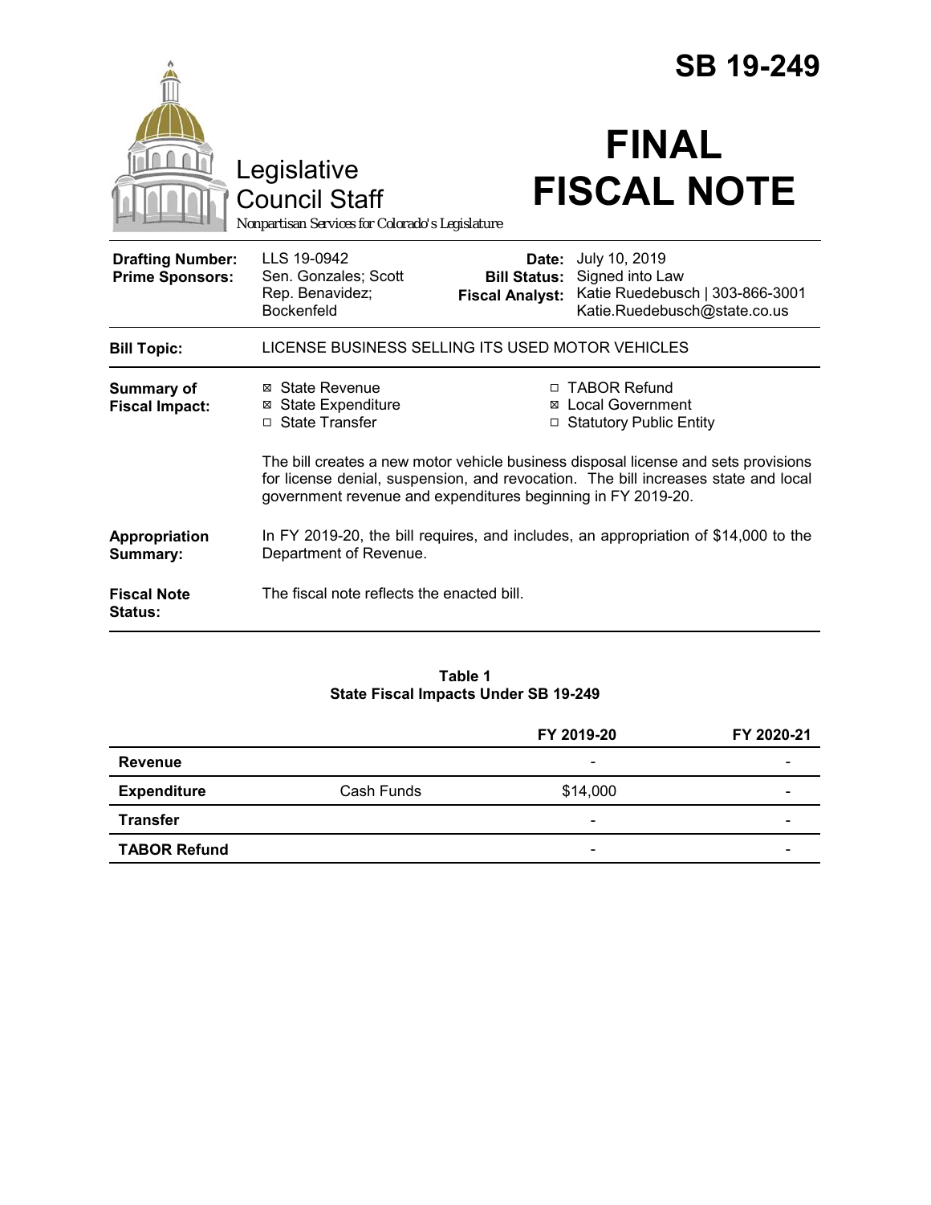# SB 19-249

Legislative Council Staff

*Nonpartisan Services for Colorado's Legislature*

# FINAL FISCAL NOTE

| | | | |
|---|---|---|---|
| **Drafting Number:** | LLS 19-0942 | **Date:** | July 10, 2019 |
| **Prime Sponsors:** | Sen. Gonzales; Scott<br>Rep. Benavidez; Bockenfeld | **Bill Status:** | Signed into Law |
| | | **Fiscal Analyst:** | Katie Ruedebusch \| 303-866-3001<br>Katie.Ruedebusch@state.co.us |

**Bill Topic:** LICENSE BUSINESS SELLING ITS USED MOTOR VEHICLES

**Summary of Fiscal Impact:**

- ☒ State Revenue
- ☒ State Expenditure
- ☐ State Transfer
- ☐ TABOR Refund
- ☒ Local Government
- ☐ Statutory Public Entity

The bill creates a new motor vehicle business disposal license and sets provisions for license denial, suspension, and revocation. The bill increases state and local government revenue and expenditures beginning in FY 2019-20.

**Appropriation Summary:** In FY 2019-20, the bill requires, and includes, an appropriation of $14,000 to the Department of Revenue.

**Fiscal Note Status:** The fiscal note reflects the enacted bill.

**Table 1**
**State Fiscal Impacts Under SB 19-249**

| | | FY 2019-20 | FY 2020-21 |
|---|---|---|---|
| **Revenue** | | - | - |
| **Expenditure** | Cash Funds | $14,000 | - |
| **Transfer** | | - | - |
| **TABOR Refund** | | - | - |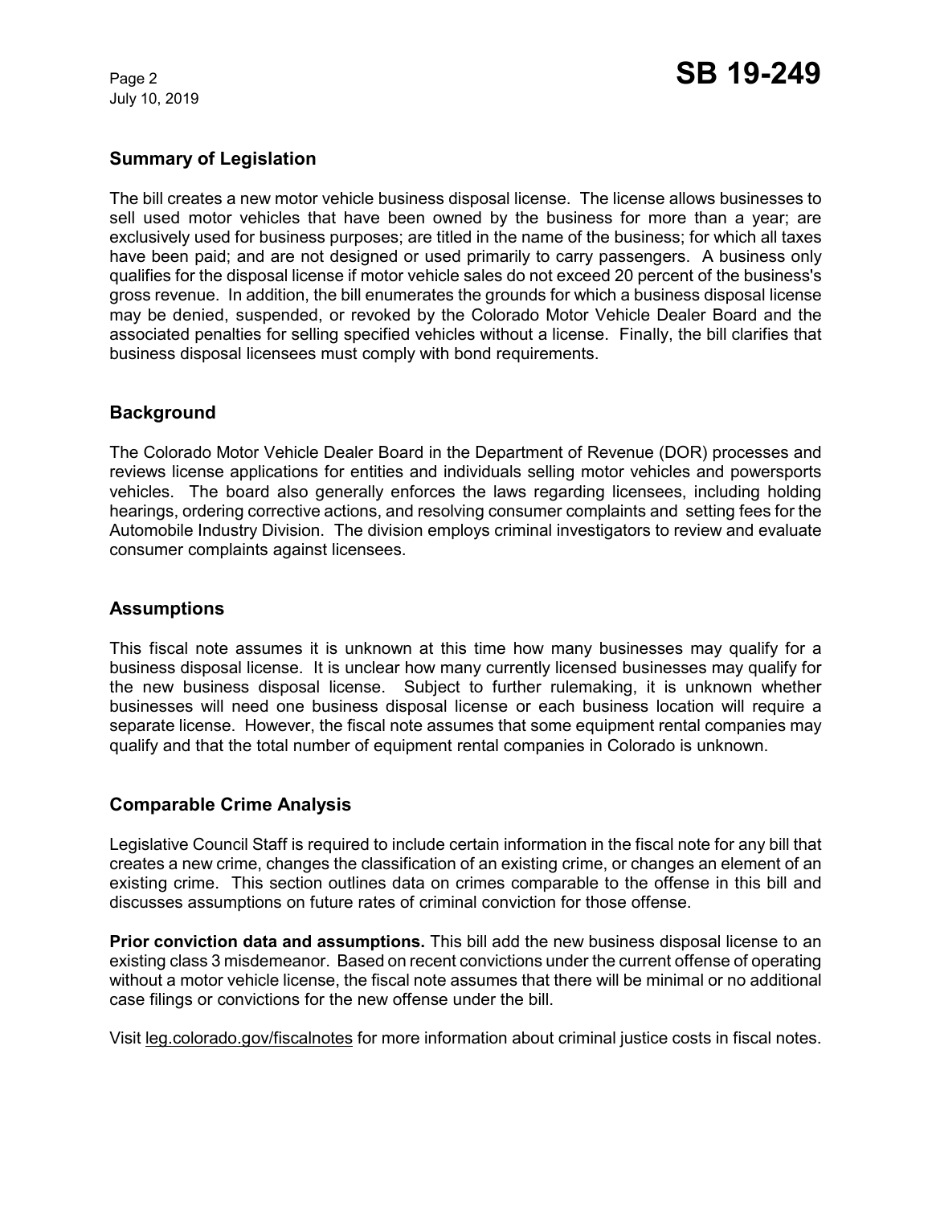## Summary of Legislation

The bill creates a new motor vehicle business disposal license. The license allows businesses to sell used motor vehicles that have been owned by the business for more than a year; are exclusively used for business purposes; are titled in the name of the business; for which all taxes have been paid; and are not designed or used primarily to carry passengers. A business only qualifies for the disposal license if motor vehicle sales do not exceed 20 percent of the business's gross revenue. In addition, the bill enumerates the grounds for which a business disposal license may be denied, suspended, or revoked by the Colorado Motor Vehicle Dealer Board and the associated penalties for selling specified vehicles without a license. Finally, the bill clarifies that business disposal licensees must comply with bond requirements.

## Background

The Colorado Motor Vehicle Dealer Board in the Department of Revenue (DOR) processes and reviews license applications for entities and individuals selling motor vehicles and powersports vehicles. The board also generally enforces the laws regarding licensees, including holding hearings, ordering corrective actions, and resolving consumer complaints and setting fees for the Automobile Industry Division. The division employs criminal investigators to review and evaluate consumer complaints against licensees.

## Assumptions

This fiscal note assumes it is unknown at this time how many businesses may qualify for a business disposal license. It is unclear how many currently licensed businesses may qualify for the new business disposal license. Subject to further rulemaking, it is unknown whether businesses will need one business disposal license or each business location will require a separate license. However, the fiscal note assumes that some equipment rental companies may qualify and that the total number of equipment rental companies in Colorado is unknown.

## Comparable Crime Analysis

Legislative Council Staff is required to include certain information in the fiscal note for any bill that creates a new crime, changes the classification of an existing crime, or changes an element of an existing crime. This section outlines data on crimes comparable to the offense in this bill and discusses assumptions on future rates of criminal conviction for those offense.

**Prior conviction data and assumptions.** This bill add the new business disposal license to an existing class 3 misdemeanor. Based on recent convictions under the current offense of operating without a motor vehicle license, the fiscal note assumes that there will be minimal or no additional case filings or convictions for the new offense under the bill.

Visit leg.colorado.gov/fiscalnotes for more information about criminal justice costs in fiscal notes.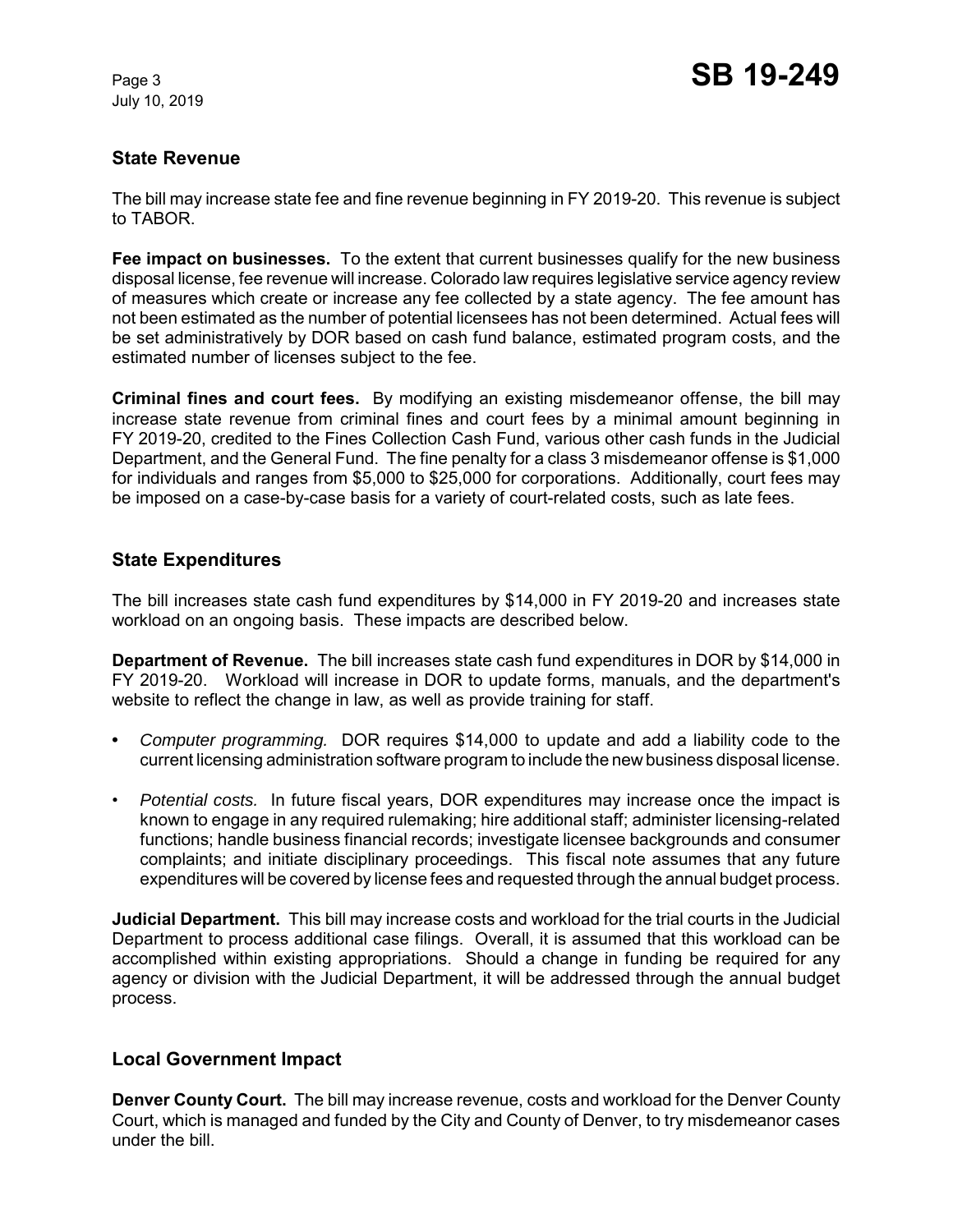## State Revenue

The bill may increase state fee and fine revenue beginning in FY 2019-20. This revenue is subject to TABOR.

**Fee impact on businesses.** To the extent that current businesses qualify for the new business disposal license, fee revenue will increase. Colorado law requires legislative service agency review of measures which create or increase any fee collected by a state agency. The fee amount has not been estimated as the number of potential licensees has not been determined. Actual fees will be set administratively by DOR based on cash fund balance, estimated program costs, and the estimated number of licenses subject to the fee.

**Criminal fines and court fees.** By modifying an existing misdemeanor offense, the bill may increase state revenue from criminal fines and court fees by a minimal amount beginning in FY 2019-20, credited to the Fines Collection Cash Fund, various other cash funds in the Judicial Department, and the General Fund. The fine penalty for a class 3 misdemeanor offense is $1,000 for individuals and ranges from $5,000 to $25,000 for corporations. Additionally, court fees may be imposed on a case-by-case basis for a variety of court-related costs, such as late fees.

## State Expenditures

The bill increases state cash fund expenditures by $14,000 in FY 2019-20 and increases state workload on an ongoing basis. These impacts are described below.

**Department of Revenue.** The bill increases state cash fund expenditures in DOR by $14,000 in FY 2019-20. Workload will increase in DOR to update forms, manuals, and the department's website to reflect the change in law, as well as provide training for staff.

- *Computer programming.* DOR requires $14,000 to update and add a liability code to the current licensing administration software program to include the new business disposal license.
- *Potential costs.* In future fiscal years, DOR expenditures may increase once the impact is known to engage in any required rulemaking; hire additional staff; administer licensing-related functions; handle business financial records; investigate licensee backgrounds and consumer complaints; and initiate disciplinary proceedings. This fiscal note assumes that any future expenditures will be covered by license fees and requested through the annual budget process.

**Judicial Department.** This bill may increase costs and workload for the trial courts in the Judicial Department to process additional case filings. Overall, it is assumed that this workload can be accomplished within existing appropriations. Should a change in funding be required for any agency or division with the Judicial Department, it will be addressed through the annual budget process.

## Local Government Impact

**Denver County Court.** The bill may increase revenue, costs and workload for the Denver County Court, which is managed and funded by the City and County of Denver, to try misdemeanor cases under the bill.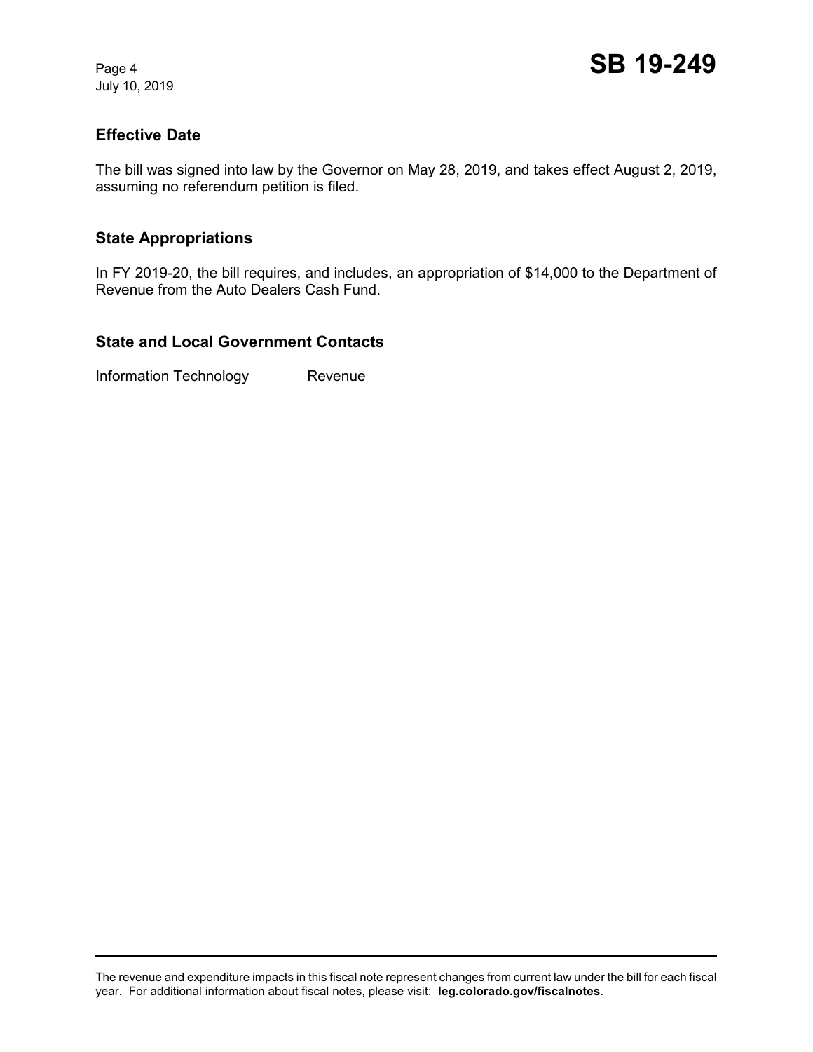## Effective Date

The bill was signed into law by the Governor on May 28, 2019, and takes effect August 2, 2019, assuming no referendum petition is filed.

## State Appropriations

In FY 2019-20, the bill requires, and includes, an appropriation of $14,000 to the Department of Revenue from the Auto Dealers Cash Fund.

## State and Local Government Contacts

Information Technology    Revenue

The revenue and expenditure impacts in this fiscal note represent changes from current law under the bill for each fiscal year. For additional information about fiscal notes, please visit: **leg.colorado.gov/fiscalnotes**.